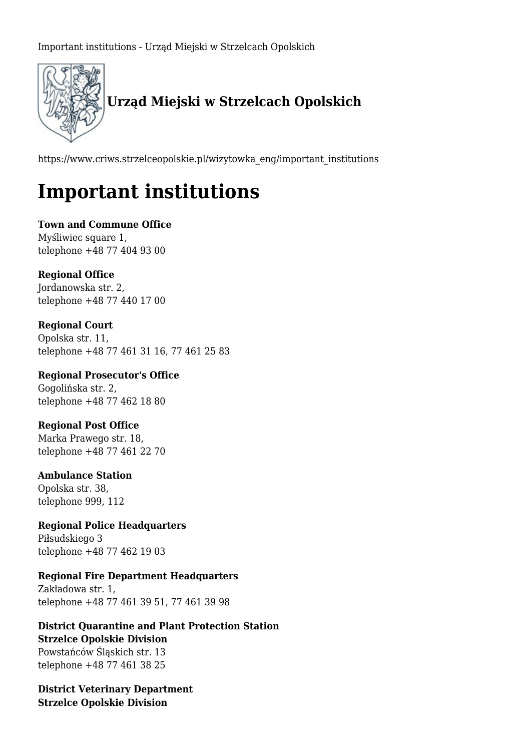Important institutions - Urząd Miejski w Strzelcach Opolskich

**Urząd Miejski w Strzelcach Opolskich**

https://www.criws.strzelceopolskie.pl/wizytowka_eng/important_institutions

# Important institutions

**Town and Commune Office**
Myśliwiec square 1,
telephone +48 77 404 93 00

**Regional Office**
Jordanowska str. 2,
telephone +48 77 440 17 00

**Regional Court**
Opolska str. 11,
telephone +48 77 461 31 16, 77 461 25 83

**Regional Prosecutor's Office**
Gogolińska str. 2,
telephone +48 77 462 18 80

**Regional Post Office**
Marka Prawego str. 18,
telephone +48 77 461 22 70

**Ambulance Station**
Opolska str. 38,
telephone 999, 112

**Regional Police Headquarters**
Piłsudskiego 3
telephone +48 77 462 19 03

**Regional Fire Department Headquarters**
Zakładowa str. 1,
telephone +48 77 461 39 51, 77 461 39 98

**District Quarantine and Plant Protection Station**
**Strzelce Opolskie Division**
Powstańców Śląskich str. 13
telephone +48 77 461 38 25

**District Veterinary Department**
**Strzelce Opolskie Division**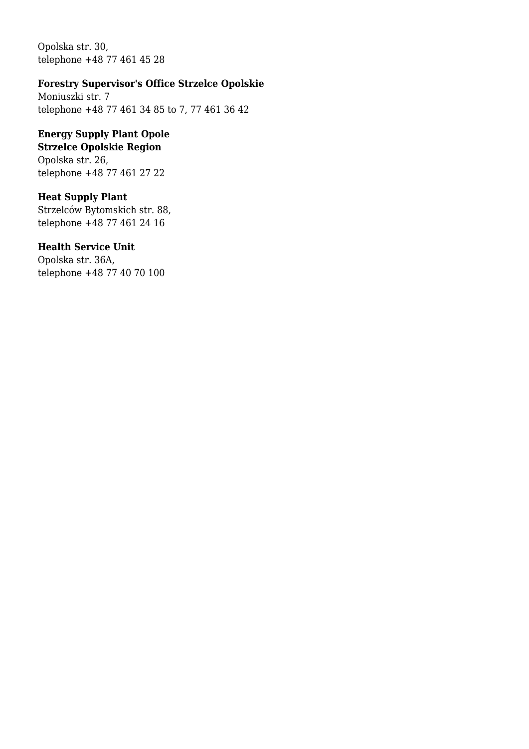Opolska str. 30,
telephone +48 77 461 45 28

**Forestry Supervisor's Office Strzelce Opolskie**
Moniuszki str. 7
telephone +48 77 461 34 85 to 7, 77 461 36 42

**Energy Supply Plant Opole**
**Strzelce Opolskie Region**
Opolska str. 26,
telephone +48 77 461 27 22

**Heat Supply Plant**
Strzelców Bytomskich str. 88,
telephone +48 77 461 24 16

**Health Service Unit**
Opolska str. 36A,
telephone +48 77 40 70 100